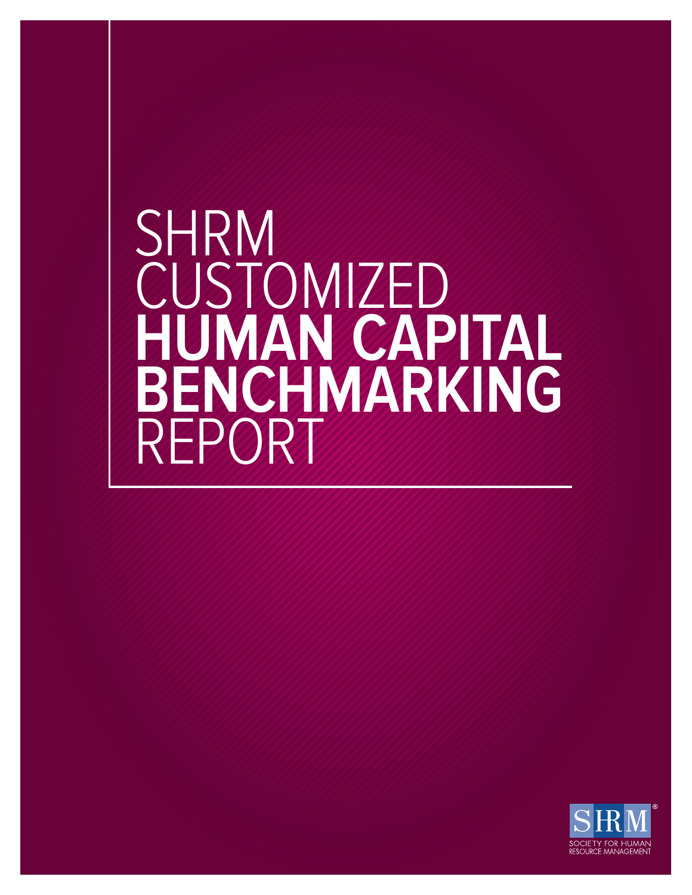# SHRM CUSTOMIZED **HUMAN CAPITAL BENCHMARKING** REPORT

SHRM

SOCIETY FOR HUMAN RESOURCE MANAGEMENT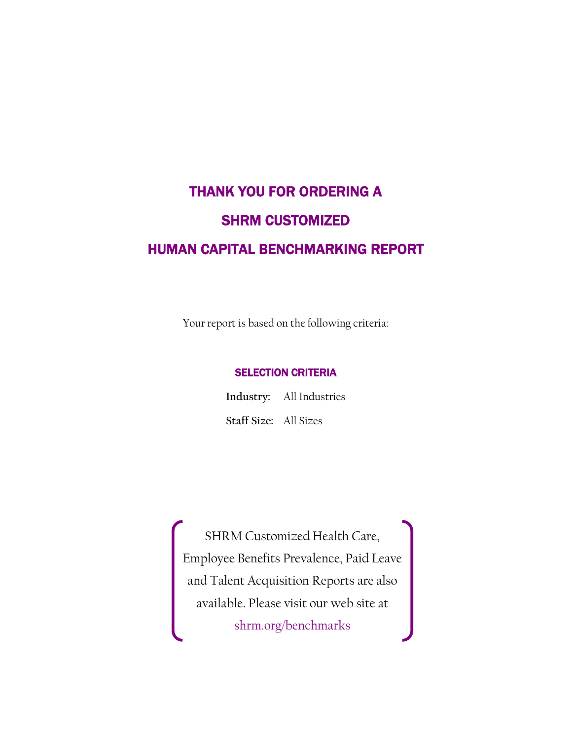# THANK YOU FOR ORDERING A SHRM CUSTOMIZED HUMAN CAPITAL BENCHMARKING REPORT

Your report is based on the following criteria:

## SELECTION CRITERIA

**Industry:** All Industries

**Staff Size:** All Sizes

SHRM Customized Health Care, Employee Benefits Prevalence, Paid Leave and Talent Acquisition Reports are also available. Please visit our web site at shrm.org/benchmarks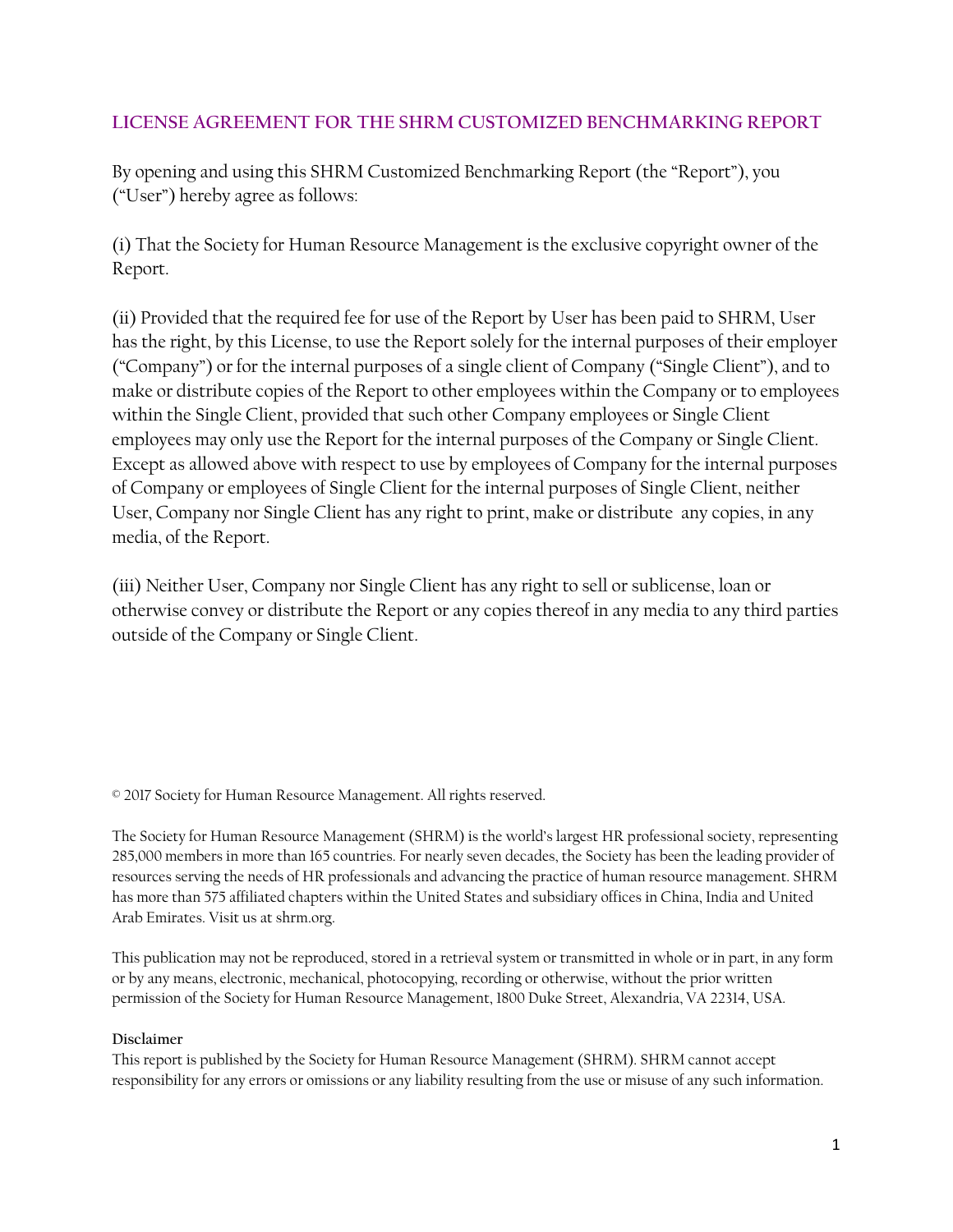## LICENSE AGREEMENT FOR THE SHRM CUSTOMIZED BENCHMARKING REPORT

By opening and using this SHRM Customized Benchmarking Report (the "Report"), you ("User") hereby agree as follows:

(i) That the Society for Human Resource Management is the exclusive copyright owner of the Report.

(ii) Provided that the required fee for use of the Report by User has been paid to SHRM, User has the right, by this License, to use the Report solely for the internal purposes of their employer ("Company") or for the internal purposes of a single client of Company ("Single Client"), and to make or distribute copies of the Report to other employees within the Company or to employees within the Single Client, provided that such other Company employees or Single Client employees may only use the Report for the internal purposes of the Company or Single Client. Except as allowed above with respect to use by employees of Company for the internal purposes of Company or employees of Single Client for the internal purposes of Single Client, neither User, Company nor Single Client has any right to print, make or distribute any copies, in any media, of the Report.

(iii) Neither User, Company nor Single Client has any right to sell or sublicense, loan or otherwise convey or distribute the Report or any copies thereof in any media to any third parties outside of the Company or Single Client.

© 2017 Society for Human Resource Management. All rights reserved.

The Society for Human Resource Management (SHRM) is the world's largest HR professional society, representing 285,000 members in more than 165 countries. For nearly seven decades, the Society has been the leading provider of resources serving the needs of HR professionals and advancing the practice of human resource management. SHRM has more than 575 affiliated chapters within the United States and subsidiary offices in China, India and United Arab Emirates. Visit us at shrm.org.

This publication may not be reproduced, stored in a retrieval system or transmitted in whole or in part, in any form or by any means, electronic, mechanical, photocopying, recording or otherwise, without the prior written permission of the Society for Human Resource Management, 1800 Duke Street, Alexandria, VA 22314, USA.

**Disclaimer**

This report is published by the Society for Human Resource Management (SHRM). SHRM cannot accept responsibility for any errors or omissions or any liability resulting from the use or misuse of any such information.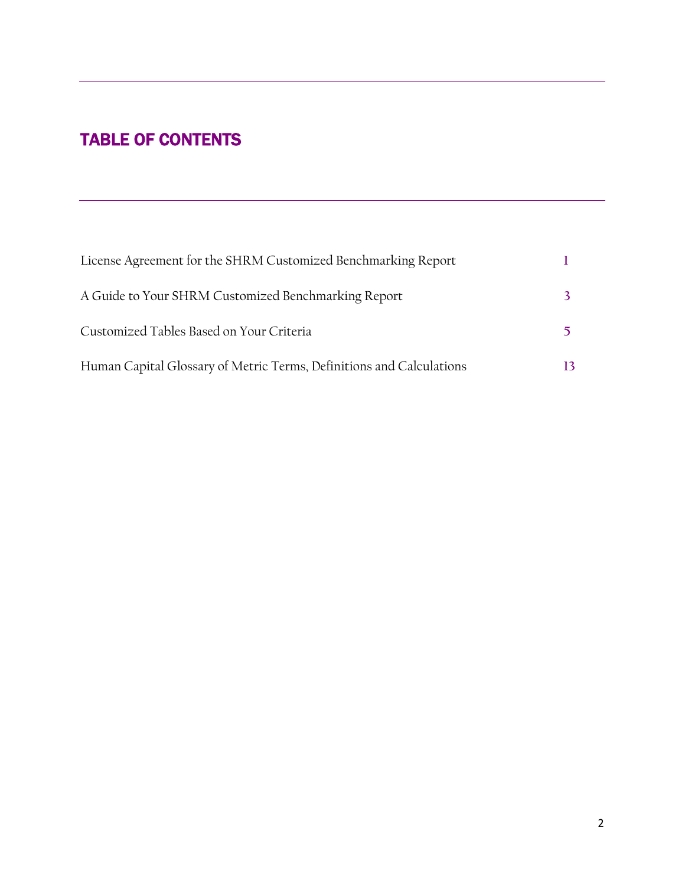# TABLE OF CONTENTS

| | |
|---|---|
| License Agreement for the SHRM Customized Benchmarking Report | 1 |
| A Guide to Your SHRM Customized Benchmarking Report | 3 |
| Customized Tables Based on Your Criteria | 5 |
| Human Capital Glossary of Metric Terms, Definitions and Calculations | 13 |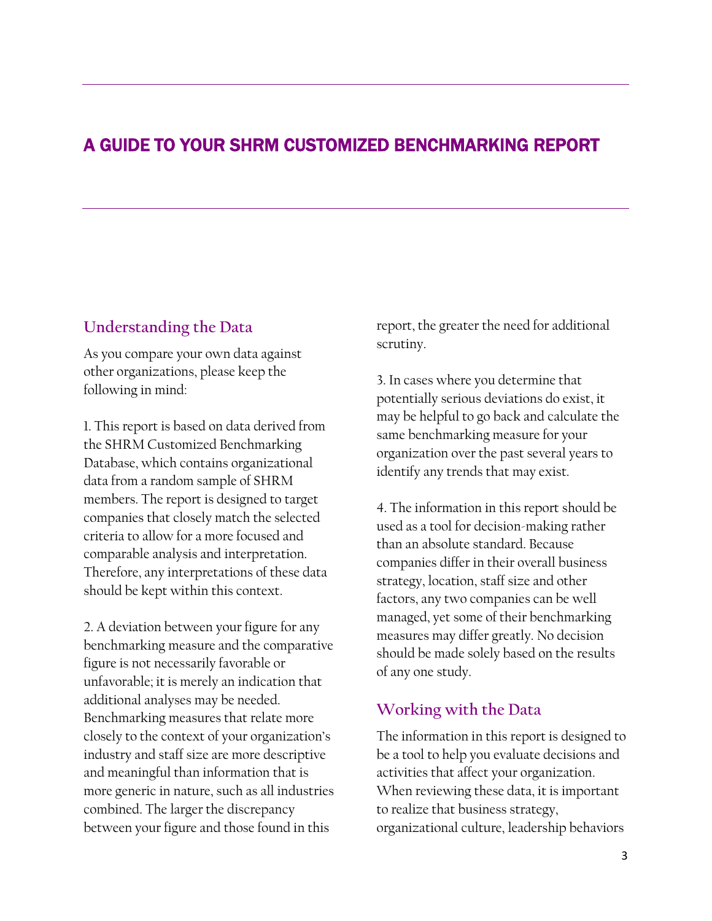# A GUIDE TO YOUR SHRM CUSTOMIZED BENCHMARKING REPORT

## Understanding the Data

As you compare your own data against other organizations, please keep the following in mind:

1. This report is based on data derived from the SHRM Customized Benchmarking Database, which contains organizational data from a random sample of SHRM members. The report is designed to target companies that closely match the selected criteria to allow for a more focused and comparable analysis and interpretation. Therefore, any interpretations of these data should be kept within this context.

2. A deviation between your figure for any benchmarking measure and the comparative figure is not necessarily favorable or unfavorable; it is merely an indication that additional analyses may be needed. Benchmarking measures that relate more closely to the context of your organization's industry and staff size are more descriptive and meaningful than information that is more generic in nature, such as all industries combined. The larger the discrepancy between your figure and those found in this report, the greater the need for additional scrutiny.

3. In cases where you determine that potentially serious deviations do exist, it may be helpful to go back and calculate the same benchmarking measure for your organization over the past several years to identify any trends that may exist.

4. The information in this report should be used as a tool for decision-making rather than an absolute standard. Because companies differ in their overall business strategy, location, staff size and other factors, any two companies can be well managed, yet some of their benchmarking measures may differ greatly. No decision should be made solely based on the results of any one study.

## Working with the Data

The information in this report is designed to be a tool to help you evaluate decisions and activities that affect your organization. When reviewing these data, it is important to realize that business strategy, organizational culture, leadership behaviors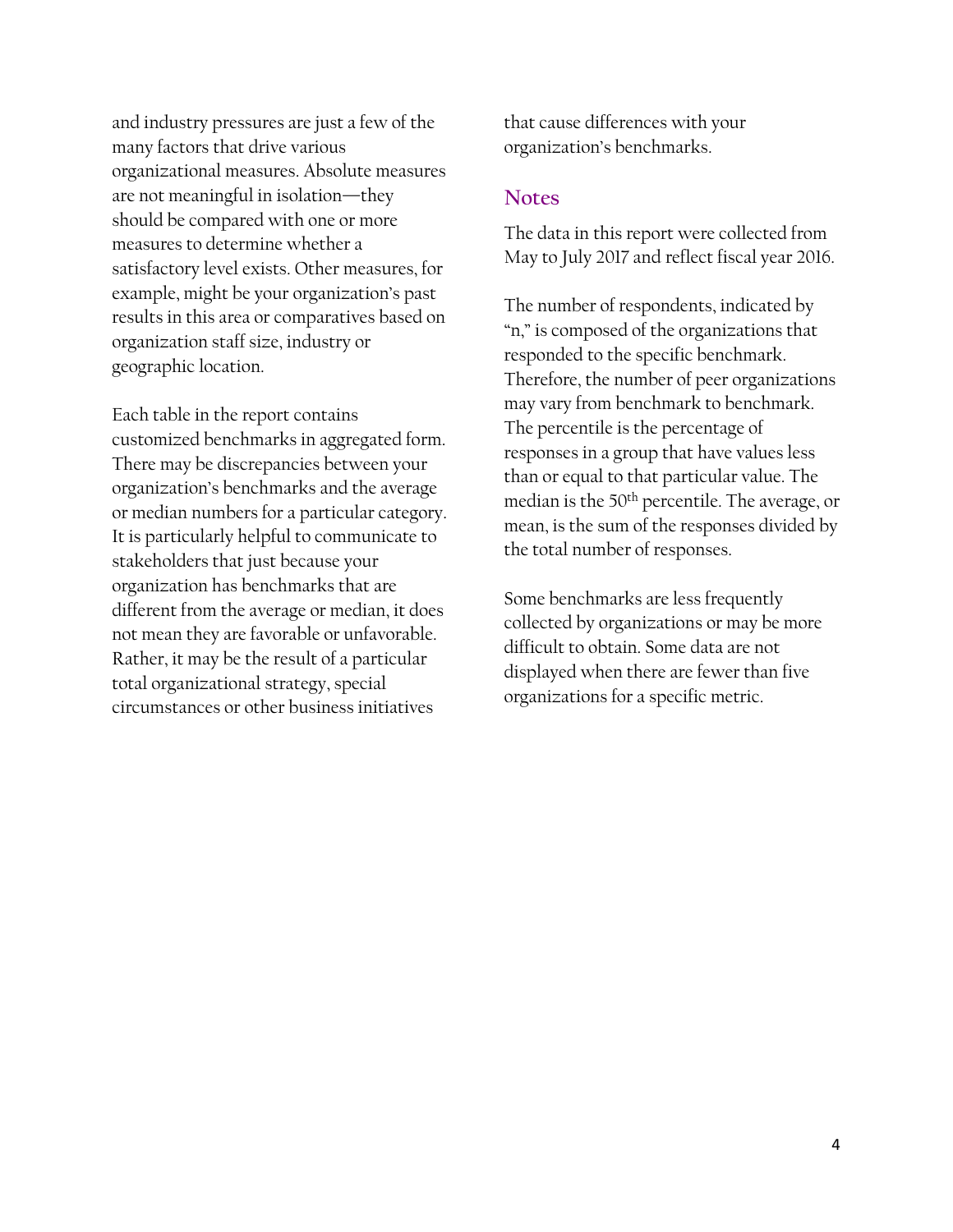and industry pressures are just a few of the many factors that drive various organizational measures. Absolute measures are not meaningful in isolation—they should be compared with one or more measures to determine whether a satisfactory level exists. Other measures, for example, might be your organization's past results in this area or comparatives based on organization staff size, industry or geographic location.

Each table in the report contains customized benchmarks in aggregated form. There may be discrepancies between your organization's benchmarks and the average or median numbers for a particular category. It is particularly helpful to communicate to stakeholders that just because your organization has benchmarks that are different from the average or median, it does not mean they are favorable or unfavorable. Rather, it may be the result of a particular total organizational strategy, special circumstances or other business initiatives that cause differences with your organization's benchmarks.

## Notes

The data in this report were collected from May to July 2017 and reflect fiscal year 2016.

The number of respondents, indicated by "n," is composed of the organizations that responded to the specific benchmark. Therefore, the number of peer organizations may vary from benchmark to benchmark. The percentile is the percentage of responses in a group that have values less than or equal to that particular value. The median is the 50th percentile. The average, or mean, is the sum of the responses divided by the total number of responses.

Some benchmarks are less frequently collected by organizations or may be more difficult to obtain. Some data are not displayed when there are fewer than five organizations for a specific metric.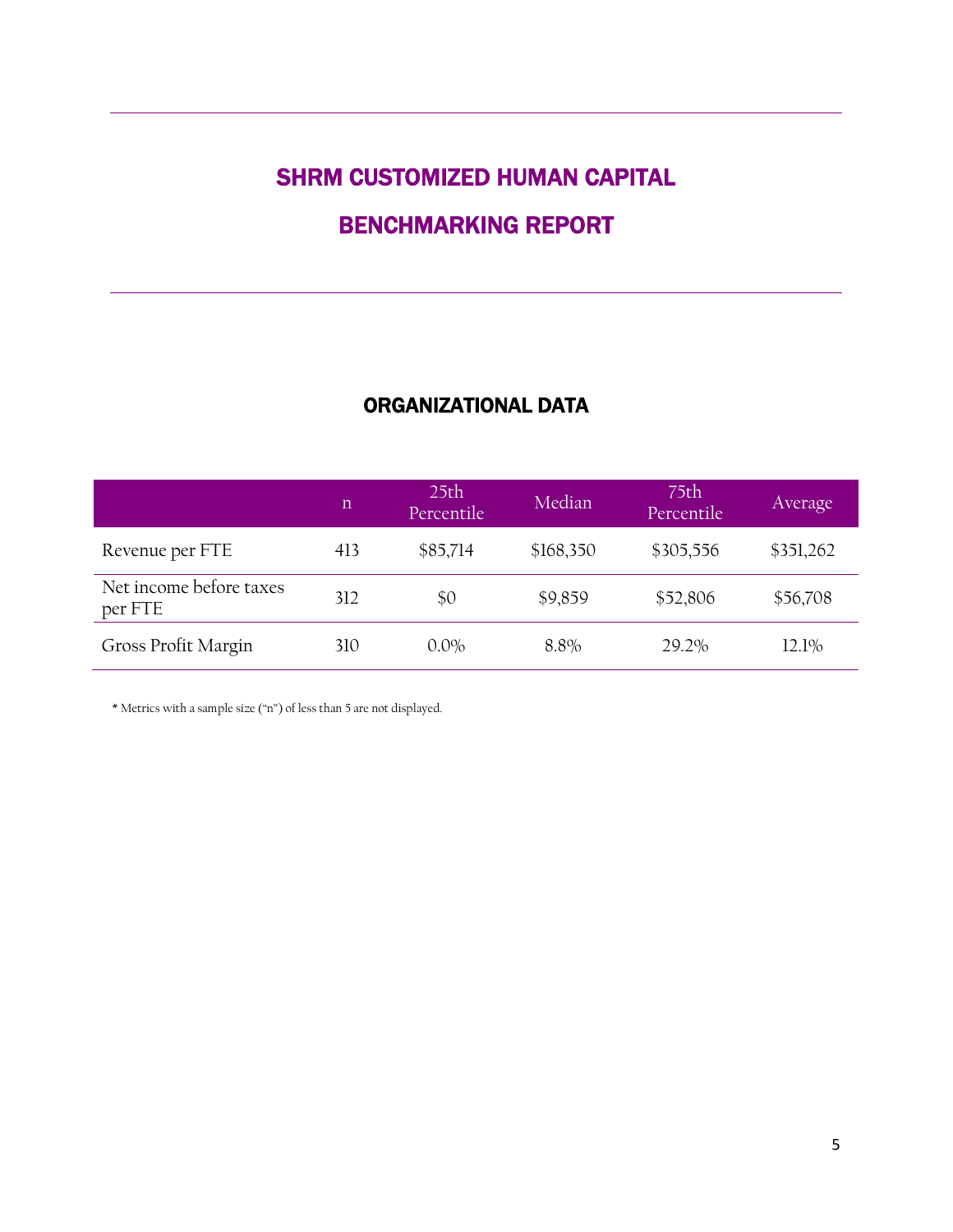# SHRM CUSTOMIZED HUMAN CAPITAL BENCHMARKING REPORT

## ORGANIZATIONAL DATA

| | n | 25th Percentile | Median | 75th Percentile | Average |
|---|---|---|---|---|---|
| Revenue per FTE | 413 | $85,714 | $168,350 | $305,556 | $351,262 |
| Net income before taxes per FTE | 312 | $0 | $9,859 | $52,806 | $56,708 |
| Gross Profit Margin | 310 | 0.0% | 8.8% | 29.2% | 12.1% |

* Metrics with a sample size ("n") of less than 5 are not displayed.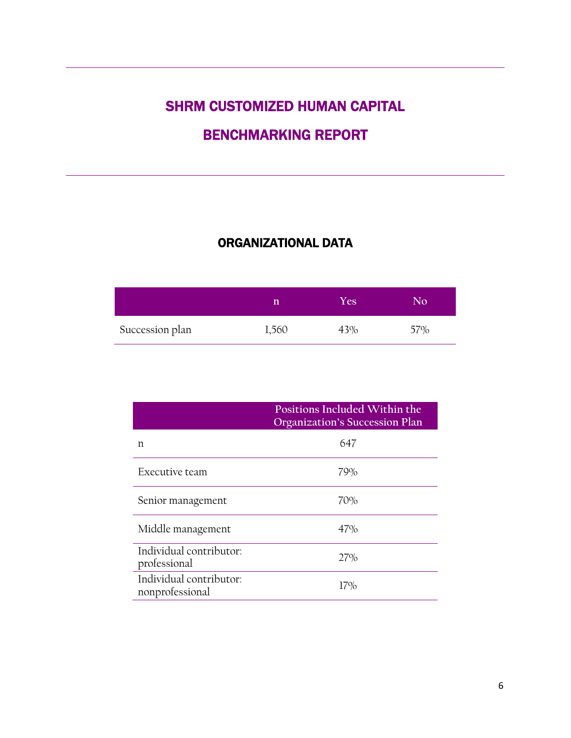# SHRM CUSTOMIZED HUMAN CAPITAL BENCHMARKING REPORT

## ORGANIZATIONAL DATA

| | n | Yes | No |
|---|---|---|---|
| Succession plan | 1,560 | 43% | 57% |

| | Positions Included Within the Organization's Succession Plan |
|---|---|
| n | 647 |
| Executive team | 79% |
| Senior management | 70% |
| Middle management | 47% |
| Individual contributor: professional | 27% |
| Individual contributor: nonprofessional | 17% |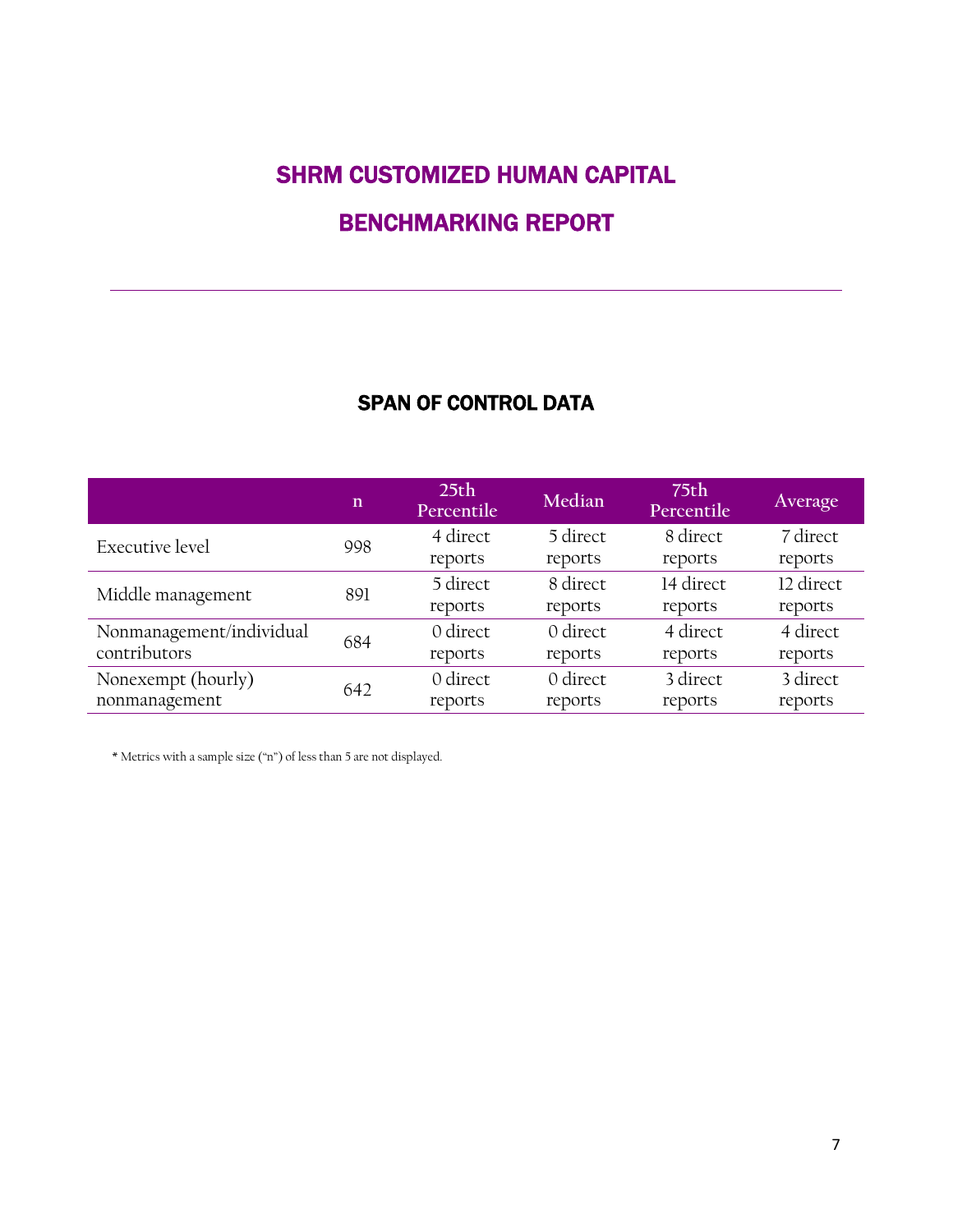# SHRM CUSTOMIZED HUMAN CAPITAL BENCHMARKING REPORT

## SPAN OF CONTROL DATA

| | n | 25th Percentile | Median | 75th Percentile | Average |
|---|---|---|---|---|---|
| Executive level | 998 | 4 direct reports | 5 direct reports | 8 direct reports | 7 direct reports |
| Middle management | 891 | 5 direct reports | 8 direct reports | 14 direct reports | 12 direct reports |
| Nonmanagement/individual contributors | 684 | 0 direct reports | 0 direct reports | 4 direct reports | 4 direct reports |
| Nonexempt (hourly) nonmanagement | 642 | 0 direct reports | 0 direct reports | 3 direct reports | 3 direct reports |

* Metrics with a sample size ("n") of less than 5 are not displayed.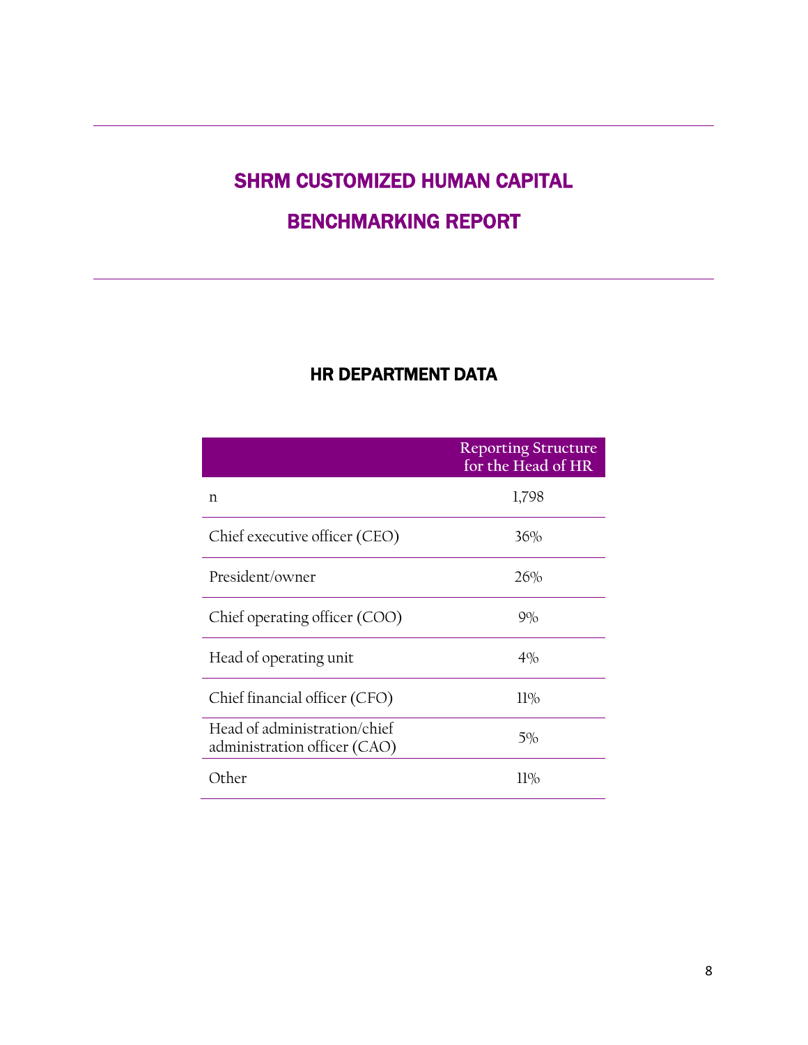# SHRM CUSTOMIZED HUMAN CAPITAL BENCHMARKING REPORT

## HR DEPARTMENT DATA

| | Reporting Structure for the Head of HR |
|---|---|
| n | 1,798 |
| Chief executive officer (CEO) | 36% |
| President/owner | 26% |
| Chief operating officer (COO) | 9% |
| Head of operating unit | 4% |
| Chief financial officer (CFO) | 11% |
| Head of administration/chief administration officer (CAO) | 5% |
| Other | 11% |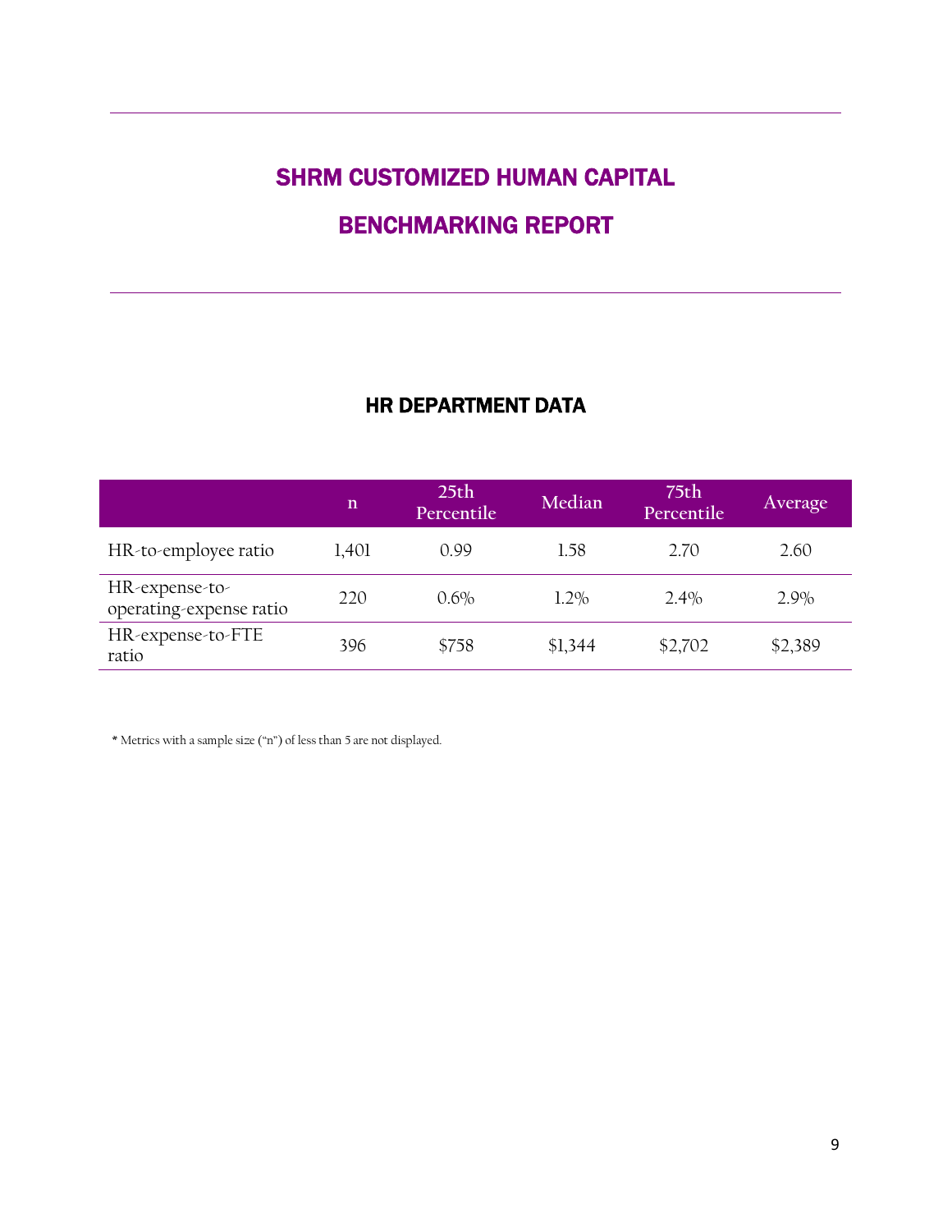# SHRM CUSTOMIZED HUMAN CAPITAL BENCHMARKING REPORT

## HR DEPARTMENT DATA

| | n | 25th Percentile | Median | 75th Percentile | Average |
|---|---|---|---|---|---|
| HR-to-employee ratio | 1,401 | 0.99 | 1.58 | 2.70 | 2.60 |
| HR-expense-to-operating-expense ratio | 220 | 0.6% | 1.2% | 2.4% | 2.9% |
| HR-expense-to-FTE ratio | 396 | $758 | $1,344 | $2,702 | $2,389 |

* Metrics with a sample size ("n") of less than 5 are not displayed.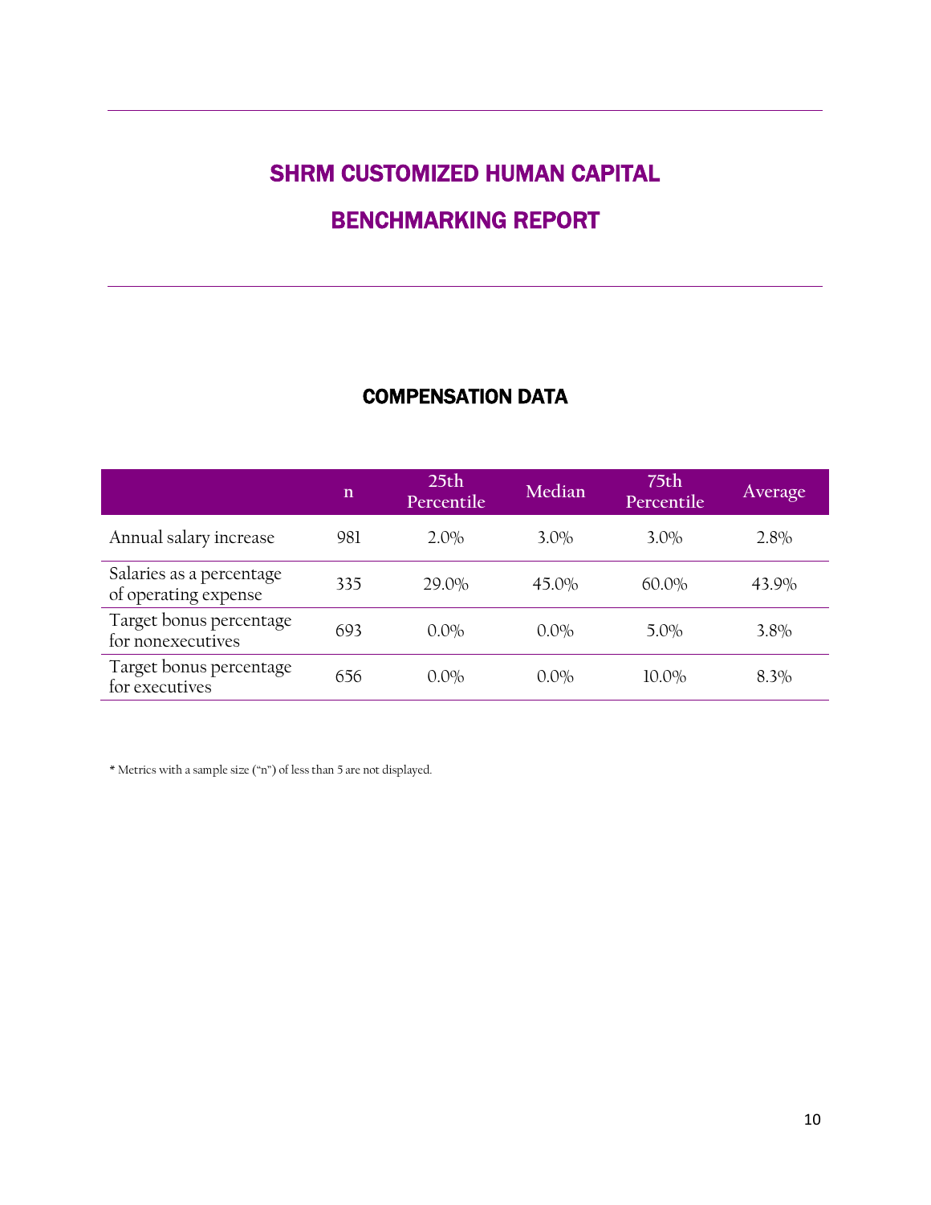# SHRM CUSTOMIZED HUMAN CAPITAL BENCHMARKING REPORT

## COMPENSATION DATA

| | n | 25th Percentile | Median | 75th Percentile | Average |
|---|---|---|---|---|---|
| Annual salary increase | 981 | 2.0% | 3.0% | 3.0% | 2.8% |
| Salaries as a percentage of operating expense | 335 | 29.0% | 45.0% | 60.0% | 43.9% |
| Target bonus percentage for nonexecutives | 693 | 0.0% | 0.0% | 5.0% | 3.8% |
| Target bonus percentage for executives | 656 | 0.0% | 0.0% | 10.0% | 8.3% |

* Metrics with a sample size ("n") of less than 5 are not displayed.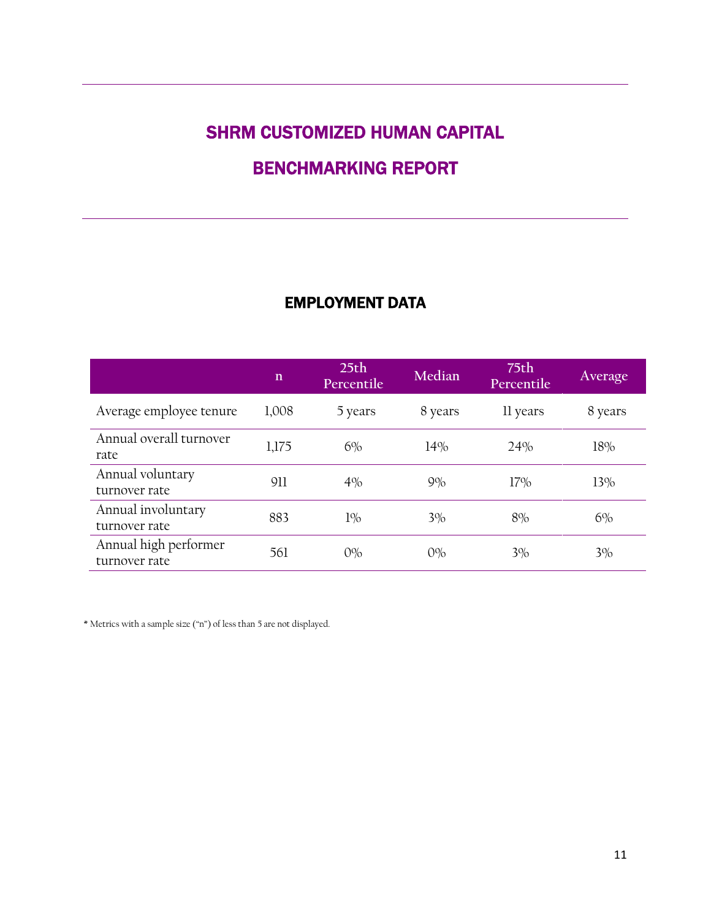# SHRM CUSTOMIZED HUMAN CAPITAL

# BENCHMARKING REPORT

## EMPLOYMENT DATA

| | n | 25th Percentile | Median | 75th Percentile | Average |
|---|---|---|---|---|---|
| Average employee tenure | 1,008 | 5 years | 8 years | 11 years | 8 years |
| Annual overall turnover rate | 1,175 | 6% | 14% | 24% | 18% |
| Annual voluntary turnover rate | 911 | 4% | 9% | 17% | 13% |
| Annual involuntary turnover rate | 883 | 1% | 3% | 8% | 6% |
| Annual high performer turnover rate | 561 | 0% | 0% | 3% | 3% |

* Metrics with a sample size ("n") of less than 5 are not displayed.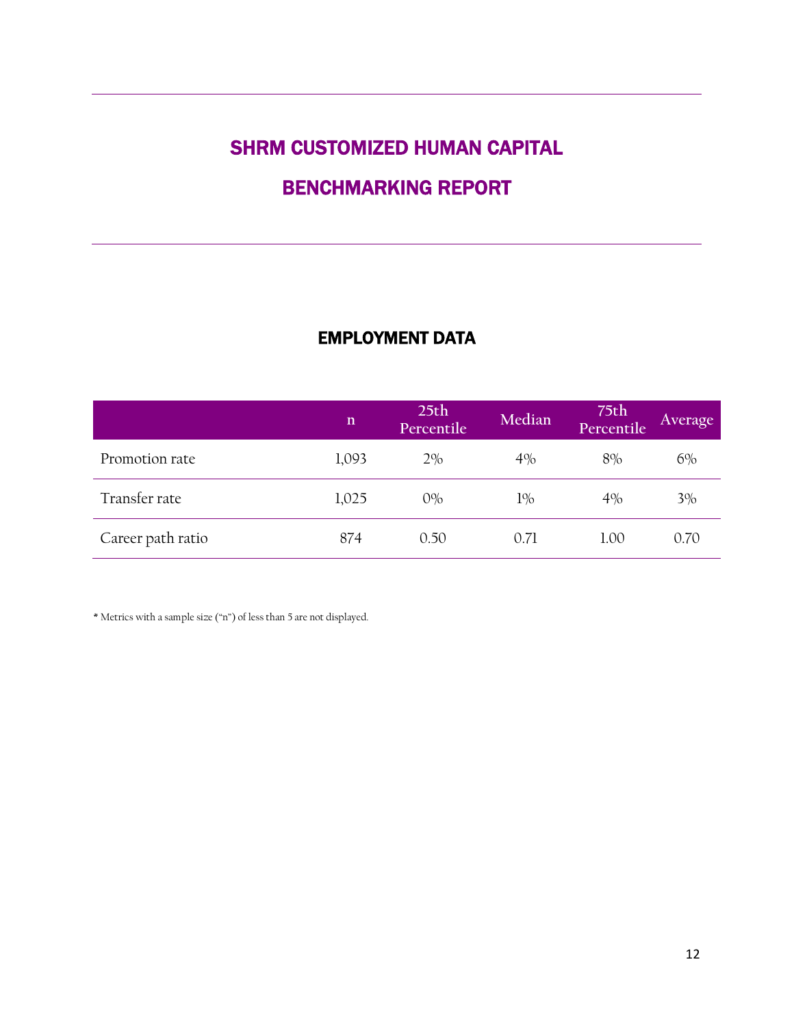# SHRM CUSTOMIZED HUMAN CAPITAL BENCHMARKING REPORT

## EMPLOYMENT DATA

| | n | 25th Percentile | Median | 75th Percentile | Average |
|---|---|---|---|---|---|
| Promotion rate | 1,093 | 2% | 4% | 8% | 6% |
| Transfer rate | 1,025 | 0% | 1% | 4% | 3% |
| Career path ratio | 874 | 0.50 | 0.71 | 1.00 | 0.70 |

* Metrics with a sample size ("n") of less than 5 are not displayed.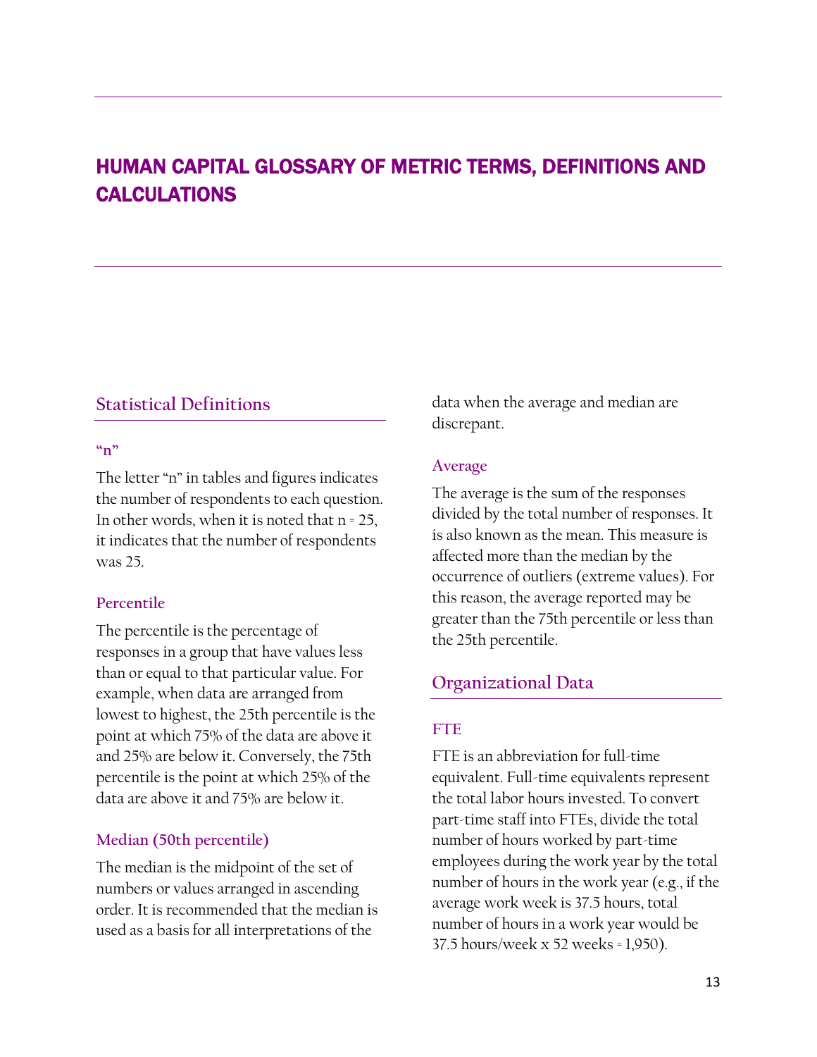# HUMAN CAPITAL GLOSSARY OF METRIC TERMS, DEFINITIONS AND CALCULATIONS

## Statistical Definitions

### "n"

The letter "n" in tables and figures indicates the number of respondents to each question. In other words, when it is noted that n = 25, it indicates that the number of respondents was 25.

### Percentile

The percentile is the percentage of responses in a group that have values less than or equal to that particular value. For example, when data are arranged from lowest to highest, the 25th percentile is the point at which 75% of the data are above it and 25% are below it. Conversely, the 75th percentile is the point at which 25% of the data are above it and 75% are below it.

### Median (50th percentile)

The median is the midpoint of the set of numbers or values arranged in ascending order. It is recommended that the median is used as a basis for all interpretations of the data when the average and median are discrepant.

### Average

The average is the sum of the responses divided by the total number of responses. It is also known as the mean. This measure is affected more than the median by the occurrence of outliers (extreme values). For this reason, the average reported may be greater than the 75th percentile or less than the 25th percentile.

## Organizational Data

### FTE

FTE is an abbreviation for full-time equivalent. Full-time equivalents represent the total labor hours invested. To convert part-time staff into FTEs, divide the total number of hours worked by part-time employees during the work year by the total number of hours in the work year (e.g., if the average work week is 37.5 hours, total number of hours in a work year would be 37.5 hours/week x 52 weeks = 1,950).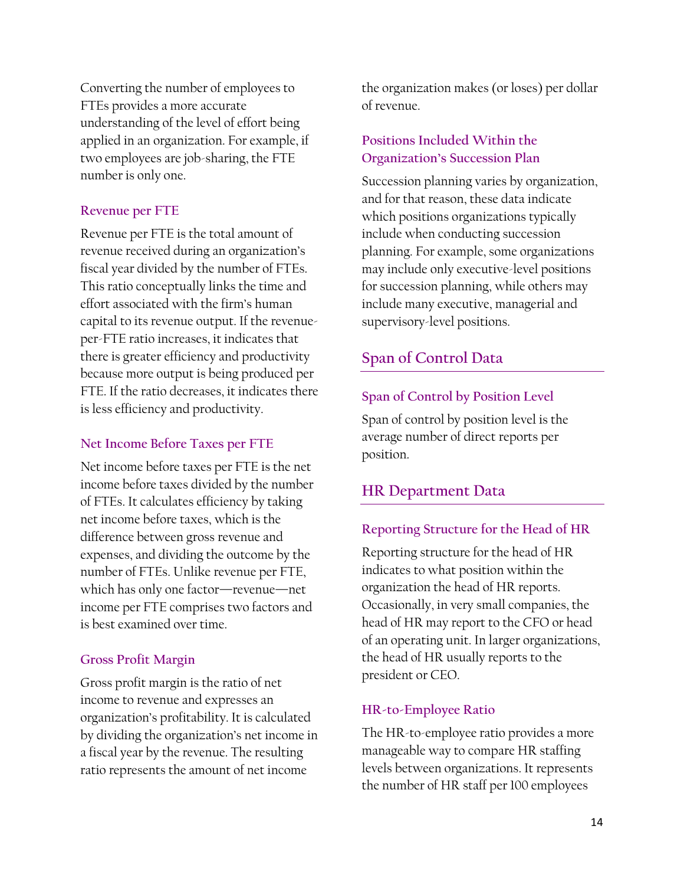Converting the number of employees to FTEs provides a more accurate understanding of the level of effort being applied in an organization. For example, if two employees are job-sharing, the FTE number is only one.

### Revenue per FTE

Revenue per FTE is the total amount of revenue received during an organization's fiscal year divided by the number of FTEs. This ratio conceptually links the time and effort associated with the firm's human capital to its revenue output. If the revenue-per-FTE ratio increases, it indicates that there is greater efficiency and productivity because more output is being produced per FTE. If the ratio decreases, it indicates there is less efficiency and productivity.

### Net Income Before Taxes per FTE

Net income before taxes per FTE is the net income before taxes divided by the number of FTEs. It calculates efficiency by taking net income before taxes, which is the difference between gross revenue and expenses, and dividing the outcome by the number of FTEs. Unlike revenue per FTE, which has only one factor—revenue—net income per FTE comprises two factors and is best examined over time.

### Gross Profit Margin

Gross profit margin is the ratio of net income to revenue and expresses an organization's profitability. It is calculated by dividing the organization's net income in a fiscal year by the revenue. The resulting ratio represents the amount of net income the organization makes (or loses) per dollar of revenue.

### Positions Included Within the Organization's Succession Plan

Succession planning varies by organization, and for that reason, these data indicate which positions organizations typically include when conducting succession planning. For example, some organizations may include only executive-level positions for succession planning, while others may include many executive, managerial and supervisory-level positions.

## Span of Control Data

### Span of Control by Position Level

Span of control by position level is the average number of direct reports per position.

## HR Department Data

### Reporting Structure for the Head of HR

Reporting structure for the head of HR indicates to what position within the organization the head of HR reports. Occasionally, in very small companies, the head of HR may report to the CFO or head of an operating unit. In larger organizations, the head of HR usually reports to the president or CEO.

### HR-to-Employee Ratio

The HR-to-employee ratio provides a more manageable way to compare HR staffing levels between organizations. It represents the number of HR staff per 100 employees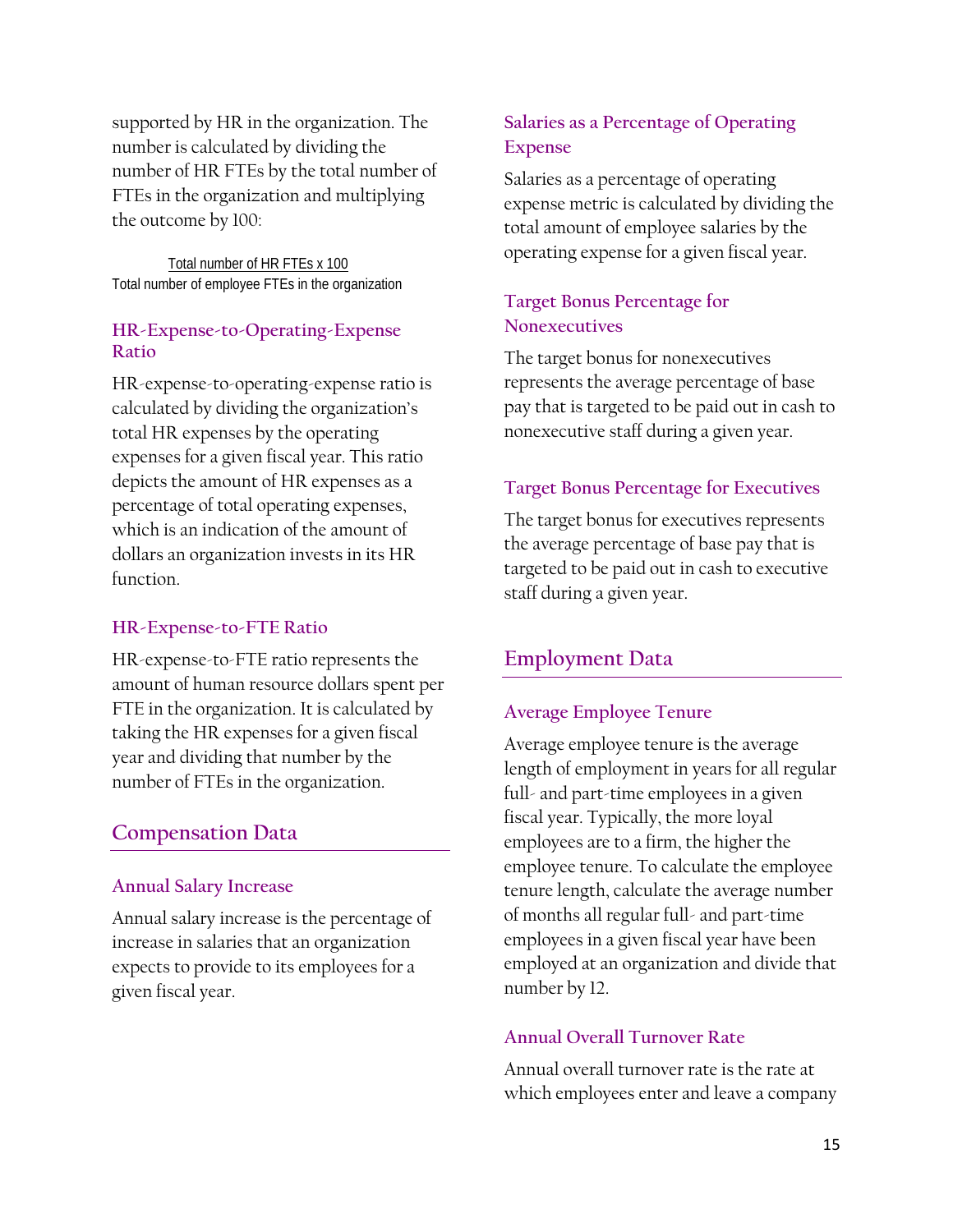supported by HR in the organization. The number is calculated by dividing the number of HR FTEs by the total number of FTEs in the organization and multiplying the outcome by 100:

$$\frac{\text{Total number of HR FTEs x 100}}{\text{Total number of employee FTEs in the organization}}$$

### HR-Expense-to-Operating-Expense Ratio

HR-expense-to-operating-expense ratio is calculated by dividing the organization's total HR expenses by the operating expenses for a given fiscal year. This ratio depicts the amount of HR expenses as a percentage of total operating expenses, which is an indication of the amount of dollars an organization invests in its HR function.

### HR-Expense-to-FTE Ratio

HR-expense-to-FTE ratio represents the amount of human resource dollars spent per FTE in the organization. It is calculated by taking the HR expenses for a given fiscal year and dividing that number by the number of FTEs in the organization.

## Compensation Data

### Annual Salary Increase

Annual salary increase is the percentage of increase in salaries that an organization expects to provide to its employees for a given fiscal year.

### Salaries as a Percentage of Operating Expense

Salaries as a percentage of operating expense metric is calculated by dividing the total amount of employee salaries by the operating expense for a given fiscal year.

### Target Bonus Percentage for Nonexecutives

The target bonus for nonexecutives represents the average percentage of base pay that is targeted to be paid out in cash to nonexecutive staff during a given year.

### Target Bonus Percentage for Executives

The target bonus for executives represents the average percentage of base pay that is targeted to be paid out in cash to executive staff during a given year.

## Employment Data

### Average Employee Tenure

Average employee tenure is the average length of employment in years for all regular full- and part-time employees in a given fiscal year. Typically, the more loyal employees are to a firm, the higher the employee tenure. To calculate the employee tenure length, calculate the average number of months all regular full- and part-time employees in a given fiscal year have been employed at an organization and divide that number by 12.

### Annual Overall Turnover Rate

Annual overall turnover rate is the rate at which employees enter and leave a company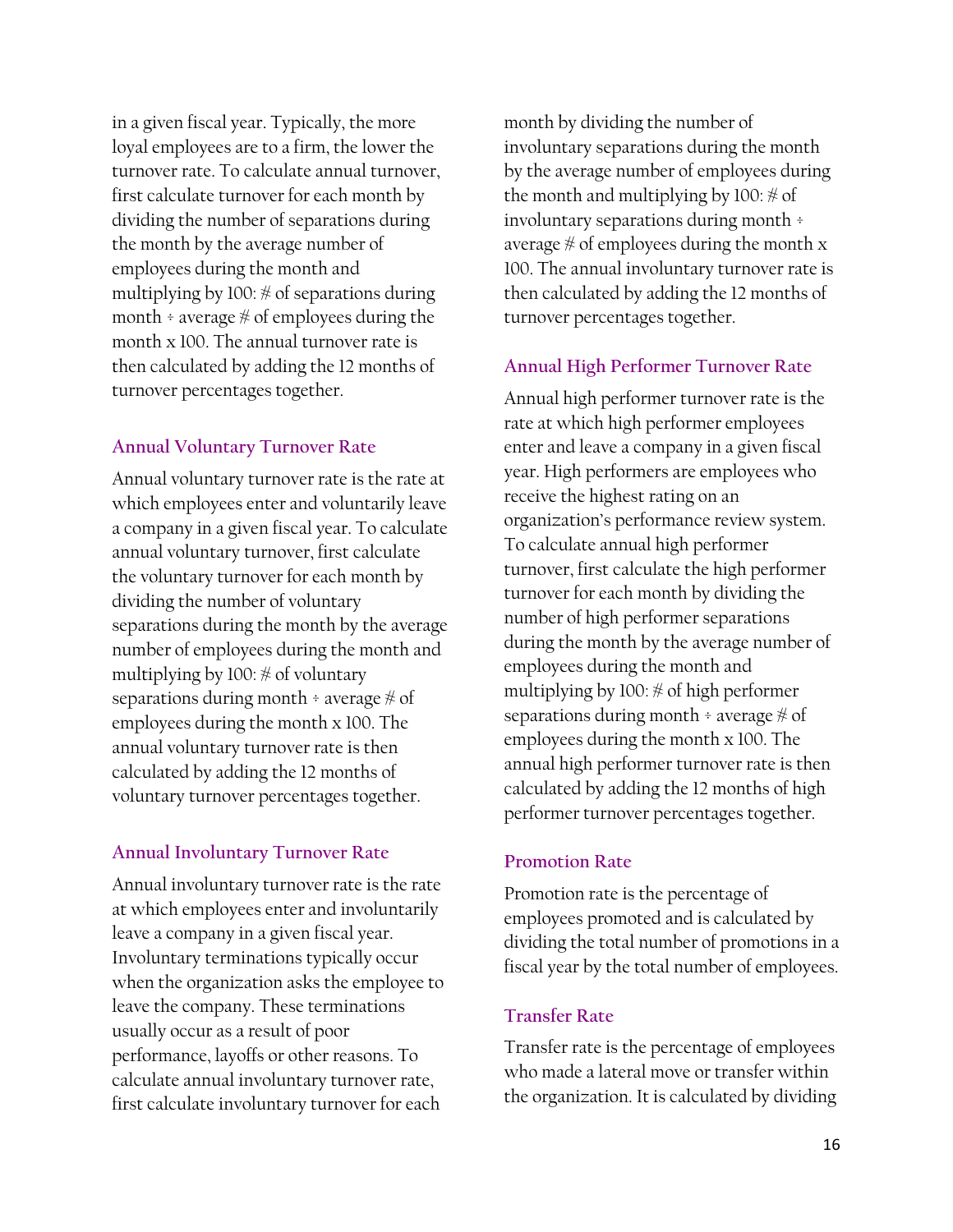in a given fiscal year. Typically, the more loyal employees are to a firm, the lower the turnover rate. To calculate annual turnover, first calculate turnover for each month by dividing the number of separations during the month by the average number of employees during the month and multiplying by 100: # of separations during month ÷ average # of employees during the month x 100. The annual turnover rate is then calculated by adding the 12 months of turnover percentages together.

### Annual Voluntary Turnover Rate

Annual voluntary turnover rate is the rate at which employees enter and voluntarily leave a company in a given fiscal year. To calculate annual voluntary turnover, first calculate the voluntary turnover for each month by dividing the number of voluntary separations during the month by the average number of employees during the month and multiplying by 100: # of voluntary separations during month ÷ average # of employees during the month x 100. The annual voluntary turnover rate is then calculated by adding the 12 months of voluntary turnover percentages together.

### Annual Involuntary Turnover Rate

Annual involuntary turnover rate is the rate at which employees enter and involuntarily leave a company in a given fiscal year. Involuntary terminations typically occur when the organization asks the employee to leave the company. These terminations usually occur as a result of poor performance, layoffs or other reasons. To calculate annual involuntary turnover rate, first calculate involuntary turnover for each month by dividing the number of involuntary separations during the month by the average number of employees during the month and multiplying by 100: # of involuntary separations during month ÷ average # of employees during the month x 100. The annual involuntary turnover rate is then calculated by adding the 12 months of turnover percentages together.

### Annual High Performer Turnover Rate

Annual high performer turnover rate is the rate at which high performer employees enter and leave a company in a given fiscal year. High performers are employees who receive the highest rating on an organization's performance review system. To calculate annual high performer turnover, first calculate the high performer turnover for each month by dividing the number of high performer separations during the month by the average number of employees during the month and multiplying by 100: # of high performer separations during month ÷ average # of employees during the month x 100. The annual high performer turnover rate is then calculated by adding the 12 months of high performer turnover percentages together.

### Promotion Rate

Promotion rate is the percentage of employees promoted and is calculated by dividing the total number of promotions in a fiscal year by the total number of employees.

### Transfer Rate

Transfer rate is the percentage of employees who made a lateral move or transfer within the organization. It is calculated by dividing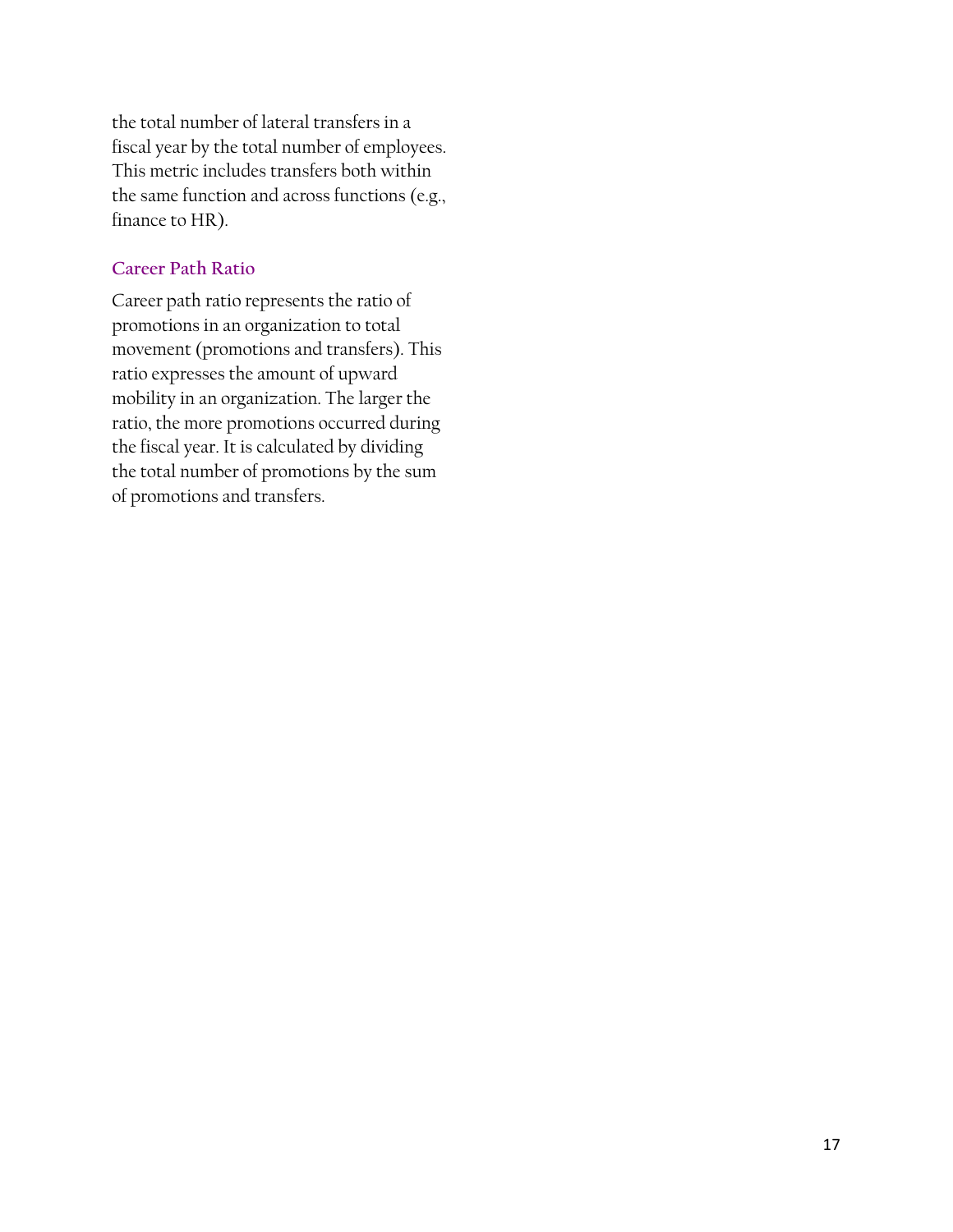the total number of lateral transfers in a fiscal year by the total number of employees. This metric includes transfers both within the same function and across functions (e.g., finance to HR).

### Career Path Ratio

Career path ratio represents the ratio of promotions in an organization to total movement (promotions and transfers). This ratio expresses the amount of upward mobility in an organization. The larger the ratio, the more promotions occurred during the fiscal year. It is calculated by dividing the total number of promotions by the sum of promotions and transfers.